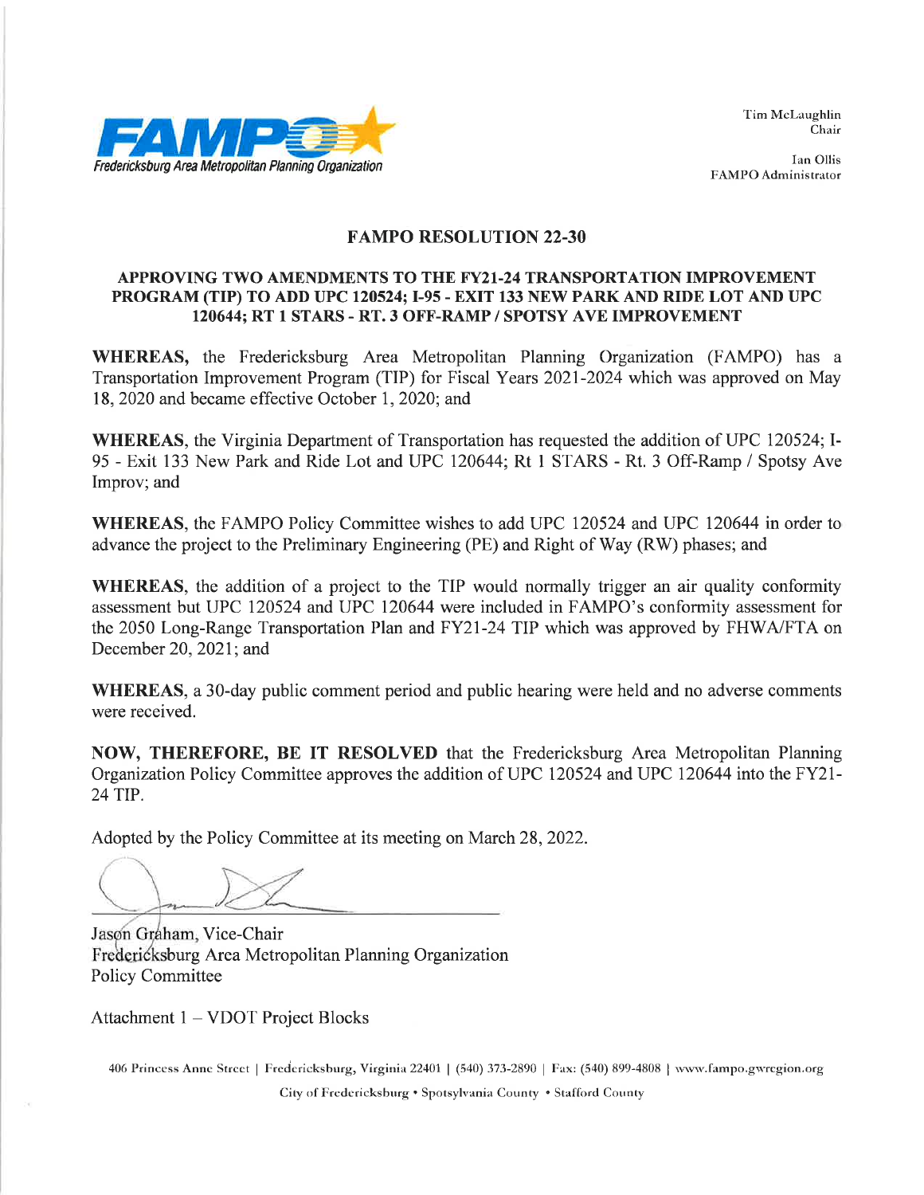Fredericksburg Area Metropolitan Planning Organization

Tim McLaughlin
Chair

Ian Ollis
FAMPO Administrator

# FAMPO RESOLUTION 22-30

## APPROVING TWO AMENDMENTS TO THE FY21-24 TRANSPORTATION IMPROVEMENT PROGRAM (TIP) TO ADD UPC 120524; I-95 - EXIT 133 NEW PARK AND RIDE LOT AND UPC 120644; RT 1 STARS - RT. 3 OFF-RAMP / SPOTSY AVE IMPROVEMENT

**WHEREAS,** the Fredericksburg Area Metropolitan Planning Organization (FAMPO) has a Transportation Improvement Program (TIP) for Fiscal Years 2021-2024 which was approved on May 18, 2020 and became effective October 1, 2020; and

**WHEREAS,** the Virginia Department of Transportation has requested the addition of UPC 120524; I-95 - Exit 133 New Park and Ride Lot and UPC 120644; Rt 1 STARS - Rt. 3 Off-Ramp / Spotsy Ave Improv; and

**WHEREAS,** the FAMPO Policy Committee wishes to add UPC 120524 and UPC 120644 in order to advance the project to the Preliminary Engineering (PE) and Right of Way (RW) phases; and

**WHEREAS,** the addition of a project to the TIP would normally trigger an air quality conformity assessment but UPC 120524 and UPC 120644 were included in FAMPO's conformity assessment for the 2050 Long-Range Transportation Plan and FY21-24 TIP which was approved by FHWA/FTA on December 20, 2021; and

**WHEREAS,** a 30-day public comment period and public hearing were held and no adverse comments were received.

**NOW, THEREFORE, BE IT RESOLVED** that the Fredericksburg Area Metropolitan Planning Organization Policy Committee approves the addition of UPC 120524 and UPC 120644 into the FY21-24 TIP.

Adopted by the Policy Committee at its meeting on March 28, 2022.

Jason Graham, Vice-Chair
Fredericksburg Area Metropolitan Planning Organization
Policy Committee

Attachment 1 – VDOT Project Blocks

406 Princess Anne Street | Fredericksburg, Virginia 22401 | (540) 373-2890 | Fax: (540) 899-4808 | www.fampo.gwregion.org

City of Fredericksburg • Spotsylvania County • Stafford County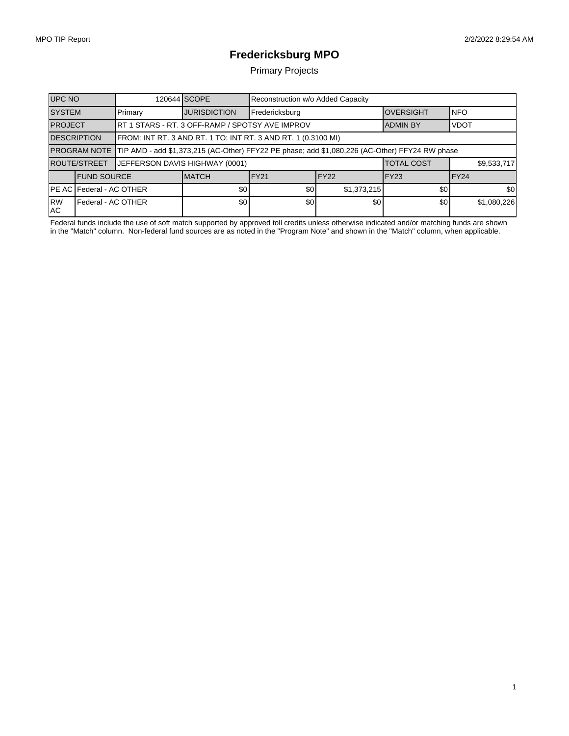# Fredericksburg MPO

Primary Projects

| UPC NO | | 120644 | SCOPE | Reconstruction w/o Added Capacity | | | |
|---|---|---|---|---|---|---|---|
| SYSTEM | | Primary | JURISDICTION | Fredericksburg | | OVERSIGHT | NFO |
| PROJECT | | RT 1 STARS - RT. 3 OFF-RAMP / SPOTSY AVE IMPROV | | | | ADMIN BY | VDOT |
| DESCRIPTION | | FROM: INT RT. 3 AND RT. 1 TO: INT RT. 3 AND RT. 1 (0.3100 MI) | | | | | |
| PROGRAM NOTE | | TIP AMD - add $1,373,215 (AC-Other) FFY22 PE phase; add $1,080,226 (AC-Other) FFY24 RW phase | | | | | |
| ROUTE/STREET | | JEFFERSON DAVIS HIGHWAY (0001) | | | | TOTAL COST | $9,533,717 |
| | FUND SOURCE | | MATCH | FY21 | FY22 | FY23 | FY24 |
| PE AC | Federal - AC OTHER | | $0 | $0 | $1,373,215 | $0 | $0 |
| RW AC | Federal - AC OTHER | | $0 | $0 | $0 | $0 | $1,080,226 |

Federal funds include the use of soft match supported by approved toll credits unless otherwise indicated and/or matching funds are shown in the "Match" column. Non-federal fund sources are as noted in the "Program Note" and shown in the "Match" column, when applicable.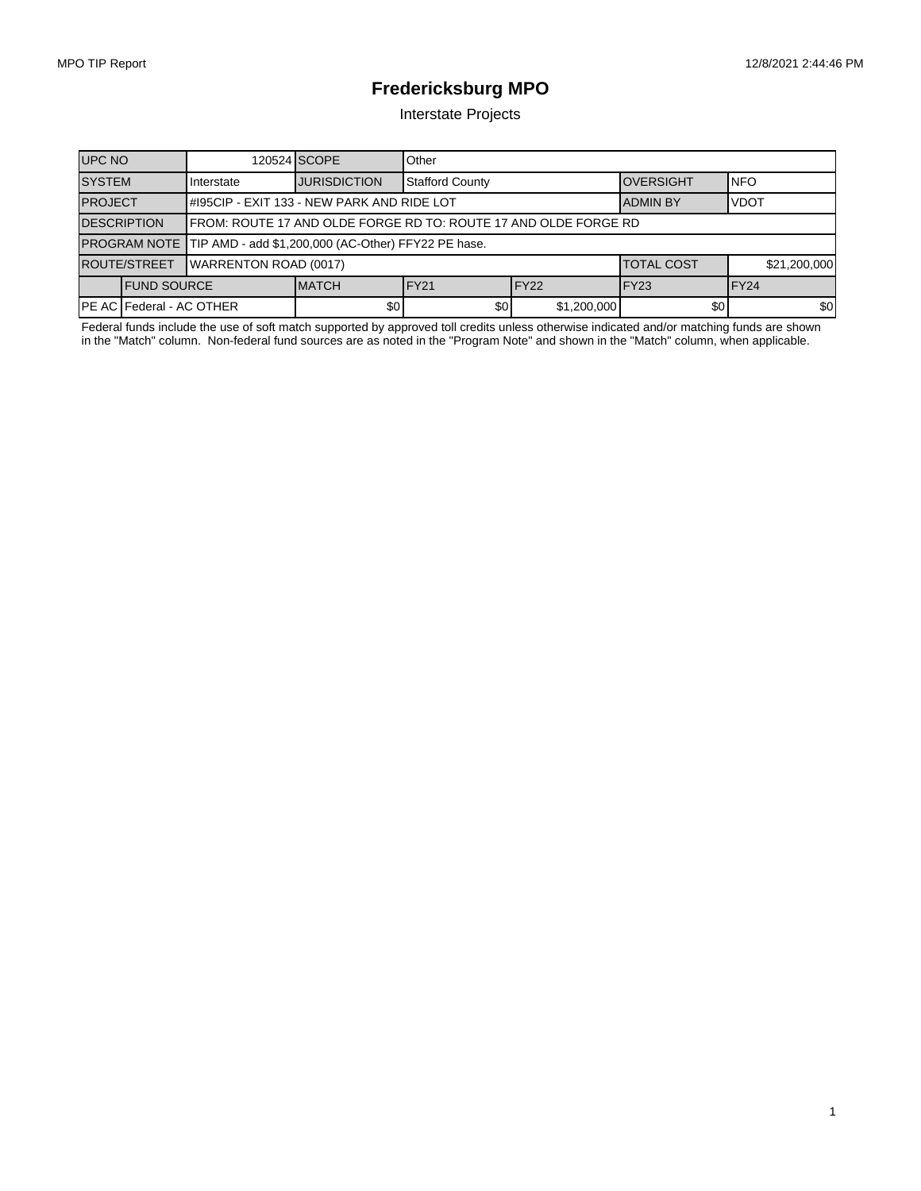# Fredericksburg MPO

Interstate Projects

| UPC NO | | 120524 | SCOPE | Other | | | |
|---|---|---|---|---|---|---|---|
| SYSTEM | | Interstate | JURISDICTION | Stafford County | | OVERSIGHT | NFO |
| PROJECT | | #I95CIP - EXIT 133 - NEW PARK AND RIDE LOT | | | | ADMIN BY | VDOT |
| DESCRIPTION | | FROM: ROUTE 17 AND OLDE FORGE RD TO: ROUTE 17 AND OLDE FORGE RD | | | | | |
| PROGRAM NOTE | | TIP AMD - add $1,200,000 (AC-Other) FFY22 PE hase. | | | | | |
| ROUTE/STREET | | WARRENTON ROAD (0017) | | | | TOTAL COST | $21,200,000 |
| | FUND SOURCE | | MATCH | FY21 | FY22 | FY23 | FY24 |
| PE AC | Federal - AC OTHER | | $0 | $0 | $1,200,000 | $0 | $0 |

Federal funds include the use of soft match supported by approved toll credits unless otherwise indicated and/or matching funds are shown in the "Match" column. Non-federal fund sources are as noted in the "Program Note" and shown in the "Match" column, when applicable.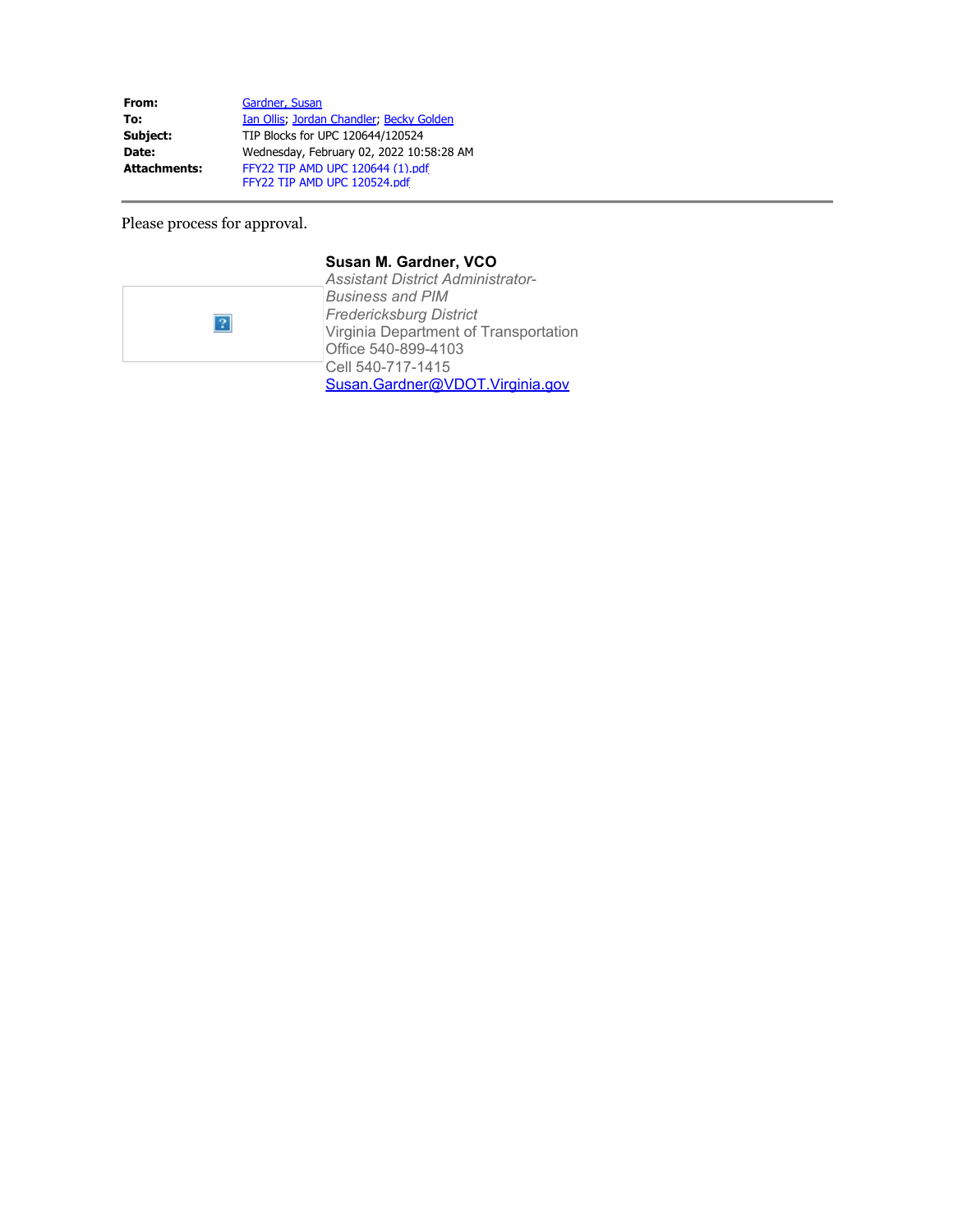| | |
|---|---|
| **From:** | Gardner, Susan |
| **To:** | Ian Ollis; Jordan Chandler; Becky Golden |
| **Subject:** | TIP Blocks for UPC 120644/120524 |
| **Date:** | Wednesday, February 02, 2022 10:58:28 AM |
| **Attachments:** | FFY22 TIP AMD UPC 120644 (1).pdf<br>FFY22 TIP AMD UPC 120524.pdf |

---

Please process for approval.

**Susan M. Gardner, VCO**
*Assistant District Administrator-*
*Business and PIM*
*Fredericksburg District*
Virginia Department of Transportation
Office 540-899-4103
Cell 540-717-1415
Susan.Gardner@VDOT.Virginia.gov